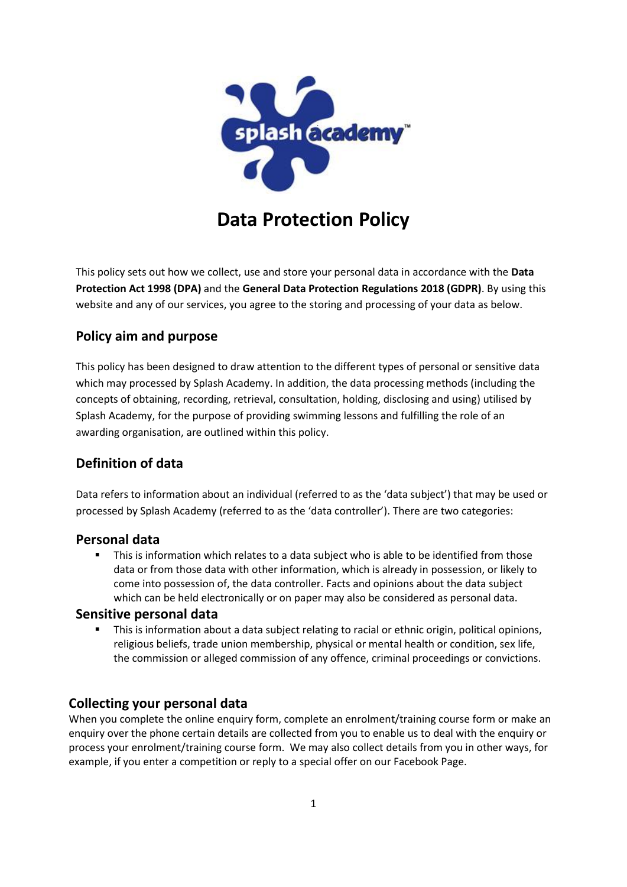# Data Protection Policy

This policy sets out how we collect, use and store your personal data in accordance with the **Data Protection Act 1998 (DPA)** and the **General Data Protection Regulations 2018 (GDPR)**. By using this website and any of our services, you agree to the storing and processing of your data as below.

## Policy aim and purpose

This policy has been designed to draw attention to the different types of personal or sensitive data which may processed by Splash Academy. In addition, the data processing methods (including the concepts of obtaining, recording, retrieval, consultation, holding, disclosing and using) utilised by Splash Academy, for the purpose of providing swimming lessons and fulfilling the role of an awarding organisation, are outlined within this policy.

## Definition of data

Data refers to information about an individual (referred to as the 'data subject') that may be used or processed by Splash Academy (referred to as the 'data controller'). There are two categories:

### Personal data

- This is information which relates to a data subject who is able to be identified from those data or from those data with other information, which is already in possession, or likely to come into possession of, the data controller. Facts and opinions about the data subject which can be held electronically or on paper may also be considered as personal data.

### Sensitive personal data

- This is information about a data subject relating to racial or ethnic origin, political opinions, religious beliefs, trade union membership, physical or mental health or condition, sex life, the commission or alleged commission of any offence, criminal proceedings or convictions.

## Collecting your personal data

When you complete the online enquiry form, complete an enrolment/training course form or make an enquiry over the phone certain details are collected from you to enable us to deal with the enquiry or process your enrolment/training course form. We may also collect details from you in other ways, for example, if you enter a competition or reply to a special offer on our Facebook Page.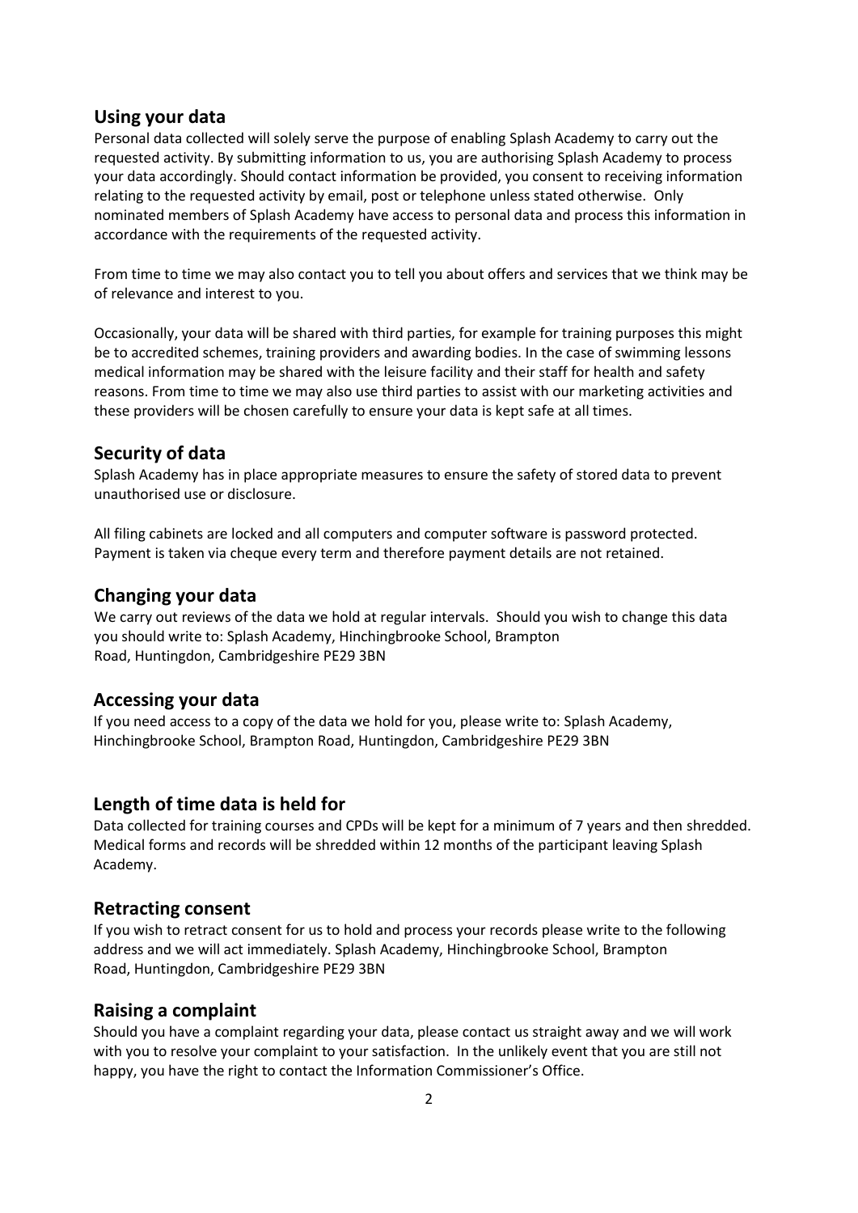## Using your data

Personal data collected will solely serve the purpose of enabling Splash Academy to carry out the requested activity. By submitting information to us, you are authorising Splash Academy to process your data accordingly. Should contact information be provided, you consent to receiving information relating to the requested activity by email, post or telephone unless stated otherwise. Only nominated members of Splash Academy have access to personal data and process this information in accordance with the requirements of the requested activity.

From time to time we may also contact you to tell you about offers and services that we think may be of relevance and interest to you.

Occasionally, your data will be shared with third parties, for example for training purposes this might be to accredited schemes, training providers and awarding bodies. In the case of swimming lessons medical information may be shared with the leisure facility and their staff for health and safety reasons. From time to time we may also use third parties to assist with our marketing activities and these providers will be chosen carefully to ensure your data is kept safe at all times.

## Security of data

Splash Academy has in place appropriate measures to ensure the safety of stored data to prevent unauthorised use or disclosure.

All filing cabinets are locked and all computers and computer software is password protected. Payment is taken via cheque every term and therefore payment details are not retained.

## Changing your data

We carry out reviews of the data we hold at regular intervals. Should you wish to change this data you should write to: Splash Academy, Hinchingbrooke School, Brampton Road, Huntingdon, Cambridgeshire PE29 3BN

## Accessing your data

If you need access to a copy of the data we hold for you, please write to: Splash Academy, Hinchingbrooke School, Brampton Road, Huntingdon, Cambridgeshire PE29 3BN

## Length of time data is held for

Data collected for training courses and CPDs will be kept for a minimum of 7 years and then shredded. Medical forms and records will be shredded within 12 months of the participant leaving Splash Academy.

## Retracting consent

If you wish to retract consent for us to hold and process your records please write to the following address and we will act immediately. Splash Academy, Hinchingbrooke School, Brampton Road, Huntingdon, Cambridgeshire PE29 3BN

## Raising a complaint

Should you have a complaint regarding your data, please contact us straight away and we will work with you to resolve your complaint to your satisfaction. In the unlikely event that you are still not happy, you have the right to contact the Information Commissioner's Office.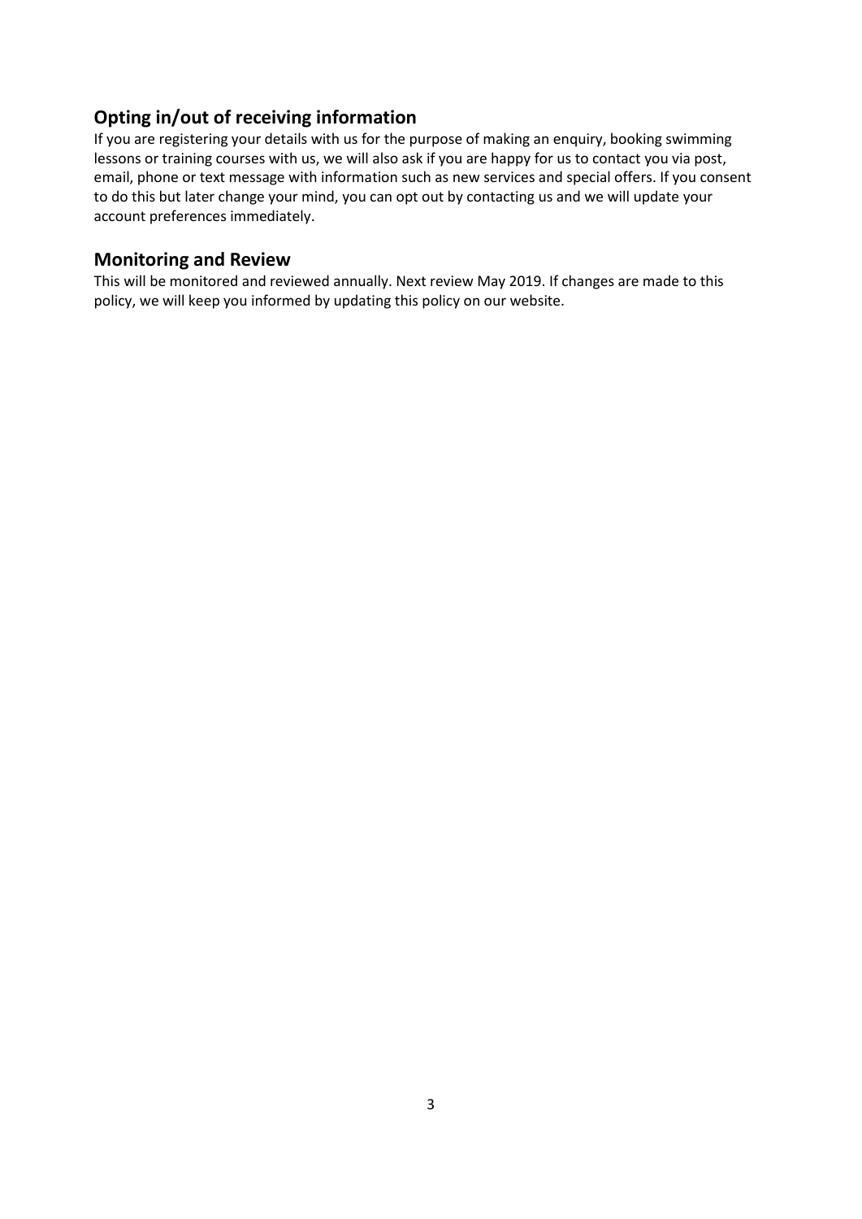## Opting in/out of receiving information

If you are registering your details with us for the purpose of making an enquiry, booking swimming lessons or training courses with us, we will also ask if you are happy for us to contact you via post, email, phone or text message with information such as new services and special offers. If you consent to do this but later change your mind, you can opt out by contacting us and we will update your account preferences immediately.

## Monitoring and Review

This will be monitored and reviewed annually. Next review May 2019. If changes are made to this policy, we will keep you informed by updating this policy on our website.